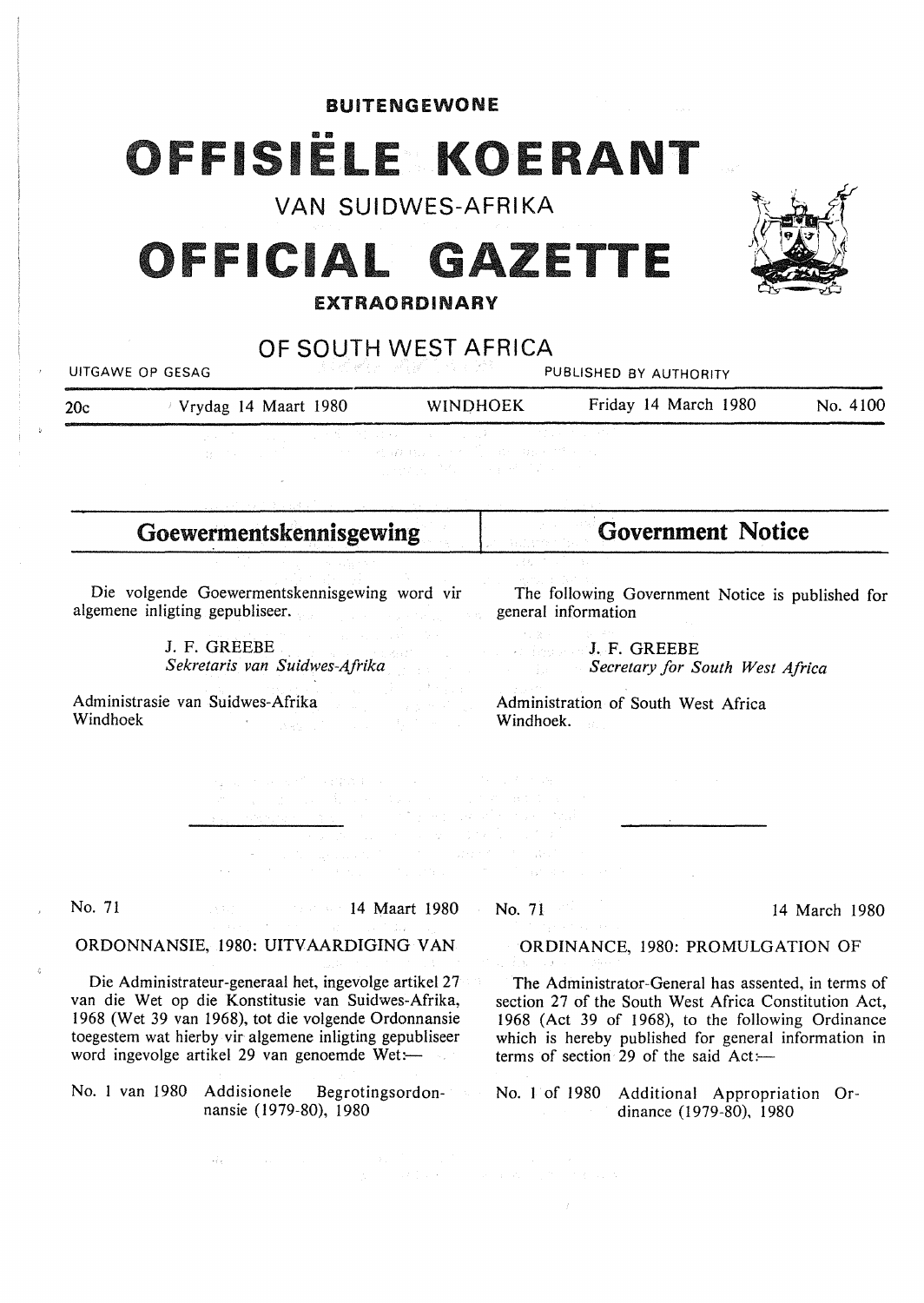**BUITENGEWONE**

# OFFISIËLE KOERANT

## VAN SUIDWES-AFRIKA

# OFFICIAL GAZETTE

**EXTRAORDINARY**

## OF SOUTH WEST AFRICA

UITGAWE OP GESAG — PUBLISHED BY AUTHORITY

20c — Vrydag 14 Maart 1980 — WINDHOEK — Friday 14 March 1980 — No. 4100

## Goewermentskennisgewing

Die volgende Goewermentskennisgewing word vir algemene inligting gepubliseer.

J. F. GREEBE
*Sekretaris van Suidwes-Afrika*

Administrasie van Suidwes-Afrika
Windhoek

No. 71 — 14 Maart 1980

ORDONNANSIE, 1980: UITVAARDIGING VAN

Die Administrateur-generaal het, ingevolge artikel 27 van die Wet op die Konstitusie van Suidwes-Afrika, 1968 (Wet 39 van 1968), tot die volgende Ordonnansie toegestem wat hierby vir algemene inligting gepubliseer word ingevolge artikel 29 van genoemde Wet:—

No. 1 van 1980 Addisionele Begrotingsordonnansie (1979-80), 1980

## Government Notice

The following Government Notice is published for general information

J. F. GREEBE
*Secretary for South West Africa*

Administration of South West Africa
Windhoek.

No. 71 — 14 March 1980

ORDINANCE, 1980: PROMULGATION OF

The Administrator-General has assented, in terms of section 27 of the South West Africa Constitution Act, 1968 (Act 39 of 1968), to the following Ordinance which is hereby published for general information in terms of section 29 of the said Act:—

No. 1 of 1980 Additional Appropriation Ordinance (1979-80), 1980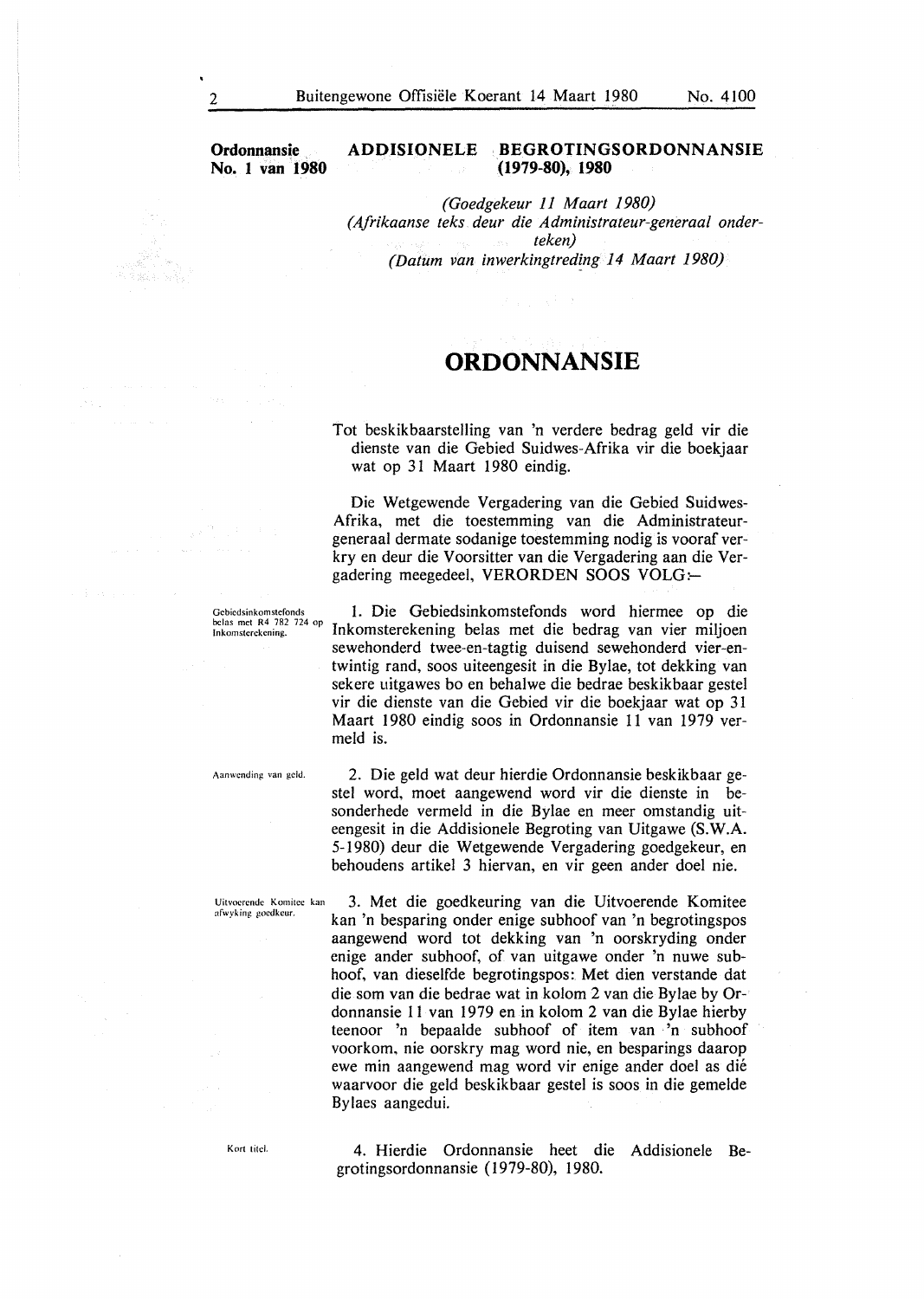**Ordonnansie No. 1 van 1980**

## ADDISIONELE BEGROTINGSORDONNANSIE (1979-80), 1980

*(Goedgekeur 11 Maart 1980)*
*(Afrikaanse teks deur die Administrateur-generaal onderteken)*
*(Datum van inwerkingtreding 14 Maart 1980)*

# ORDONNANSIE

Tot beskikbaarstelling van 'n verdere bedrag geld vir die dienste van die Gebied Suidwes-Afrika vir die boekjaar wat op 31 Maart 1980 eindig.

Die Wetgewende Vergadering van die Gebied Suidwes-Afrika, met die toestemming van die Administrateur-generaal dermate sodanige toestemming nodig is vooraf verkry en deur die Voorsitter van die Vergadering aan die Vergadering meegedeel, VERORDEN SOOS VOLG:—

*Gebiedsinkomstefonds belas met R4 782 724 op Inkomsterekening.*

1. Die Gebiedsinkomstefonds word hiermee op die Inkomsterekening belas met die bedrag van vier miljoen sewehonderd twee-en-tagtig duisend sewehonderd vier-en-twintig rand, soos uiteengesit in die Bylae, tot dekking van sekere uitgawes bo en behalwe die bedrae beskikbaar gestel vir die dienste van die Gebied vir die boekjaar wat op 31 Maart 1980 eindig soos in Ordonnansie 11 van 1979 vermeld is.

*Aanwending van geld.*

2. Die geld wat deur hierdie Ordonnansie beskikbaar gestel word, moet aangewend word vir die dienste in besonderhede vermeld in die Bylae en meer omstandig uiteengesit in die Addisionele Begroting van Uitgawe (S.W.A. 5-1980) deur die Wetgewende Vergadering goedgekeur, en behoudens artikel 3 hiervan, en vir geen ander doel nie.

*Uitvoerende Komitee kan afwyking goedkeur.*

3. Met die goedkeuring van die Uitvoerende Komitee kan 'n besparing onder enige subhoof van 'n begrotingspos aangewend word tot dekking van 'n oorskryding onder enige ander subhoof, of van uitgawe onder 'n nuwe subhoof, van dieselfde begrotingspos: Met dien verstande dat die som van die bedrae wat in kolom 2 van die Bylae by Ordonnansie 11 van 1979 en in kolom 2 van die Bylae hierby teenoor 'n bepaalde subhoof of item van 'n subhoof voorkom, nie oorskry mag word nie, en besparings daarop ewe min aangewend mag word vir enige ander doel as dié waarvoor die geld beskikbaar gestel is soos in die gemelde Bylaes aangedui.

*Kort titel.*

4. Hierdie Ordonnansie heet die Addisionele Begrotingsordonnansie (1979-80), 1980.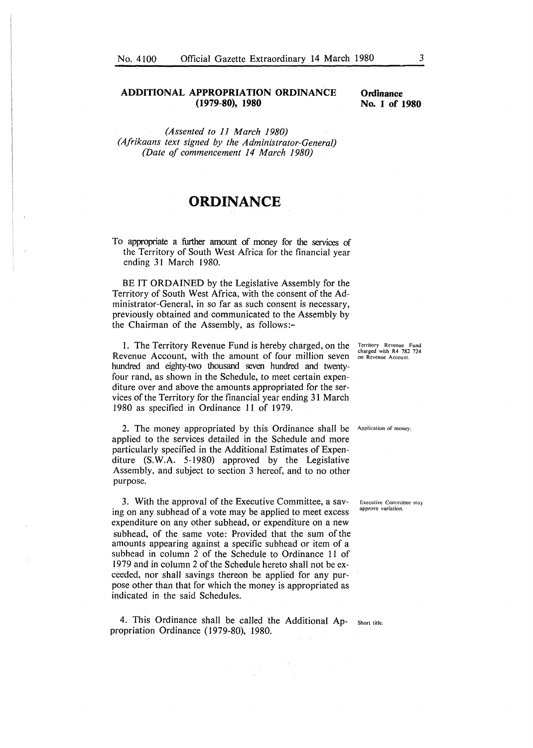## ADDITIONAL APPROPRIATION ORDINANCE (1979-80), 1980

**Ordinance No. 1 of 1980**

*(Assented to 11 March 1980)*
*(Afrikaans text signed by the Administrator-General)*
*(Date of commencement 14 March 1980)*

# ORDINANCE

To appropriate a further amount of money for the services of the Territory of South West Africa for the financial year ending 31 March 1980.

BE IT ORDAINED by the Legislative Assembly for the Territory of South West Africa, with the consent of the Administrator-General, in so far as such consent is necessary, previously obtained and communicated to the Assembly by the Chairman of the Assembly, as follows:-

*Territory Revenue Fund charged with R4 782 724 on Revenue Account.*

1. The Territory Revenue Fund is hereby charged, on the Revenue Account, with the amount of four million seven hundred and eighty-two thousand seven hundred and twenty-four rand, as shown in the Schedule, to meet certain expenditure over and above the amounts appropriated for the services of the Territory for the financial year ending 31 March 1980 as specified in Ordinance 11 of 1979.

*Application of money.*

2. The money appropriated by this Ordinance shall be applied to the services detailed in the Schedule and more particularly specified in the Additional Estimates of Expenditure (S.W.A. 5-1980) approved by the Legislative Assembly, and subject to section 3 hereof, and to no other purpose.

*Executive Committee may approve variation.*

3. With the approval of the Executive Committee, a saving on any subhead of a vote may be applied to meet excess expenditure on any other subhead, or expenditure on a new subhead, of the same vote: Provided that the sum of the amounts appearing against a specific subhead or item of a subhead in column 2 of the Schedule to Ordinance 11 of 1979 and in column 2 of the Schedule hereto shall not be exceeded, nor shall savings thereon be applied for any purpose other than that for which the money is appropriated as indicated in the said Schedules.

*Short title.*

4. This Ordinance shall be called the Additional Appropriation Ordinance (1979-80), 1980.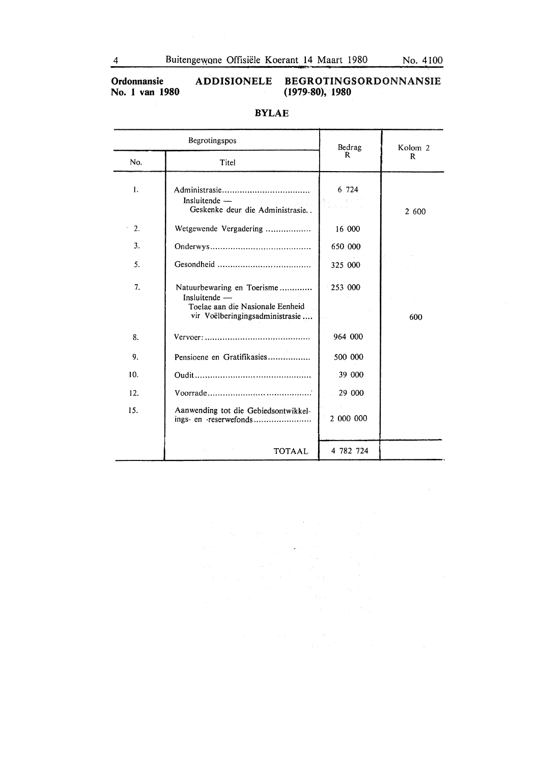**Ordonnansie No. 1 van 1980** — **ADDISIONELE BEGROTINGSORDONNANSIE (1979-80), 1980**

## BYLAE

| Begrotingspos | | Bedrag R | Kolom 2 R |
|---|---|---|---|
| No. | Titel | | |
| 1. | Administrasie................................... Insluitende — Geskenke deur die Administrasie.. | 6 724 | 2 600 |
| 2. | Wetgewende Vergadering ................. | 16 000 | |
| 3. | Onderwys........................................ | 650 000 | |
| 5. | Gesondheid ..................................... | 325 000 | |
| 7. | Natuurbewaring en Toerisme............. Insluitende — Toelae aan die Nasionale Eenheid vir Voëlberingingsadministrasie.... | 253 000 | 600 |
| 8. | Vervoer:.......................................... | 964 000 | |
| 9. | Pensioene en Gratifikasies................. | 500 000 | |
| 10. | Oudit.............................................. | 39 000 | |
| 12. | Voorrade......................................... | 29 000 | |
| 15. | Aanwending tot die Gebiedsontwikkelings- en -reservefonds....................... | 2 000 000 | |
| | TOTAAL | 4 782 724 | |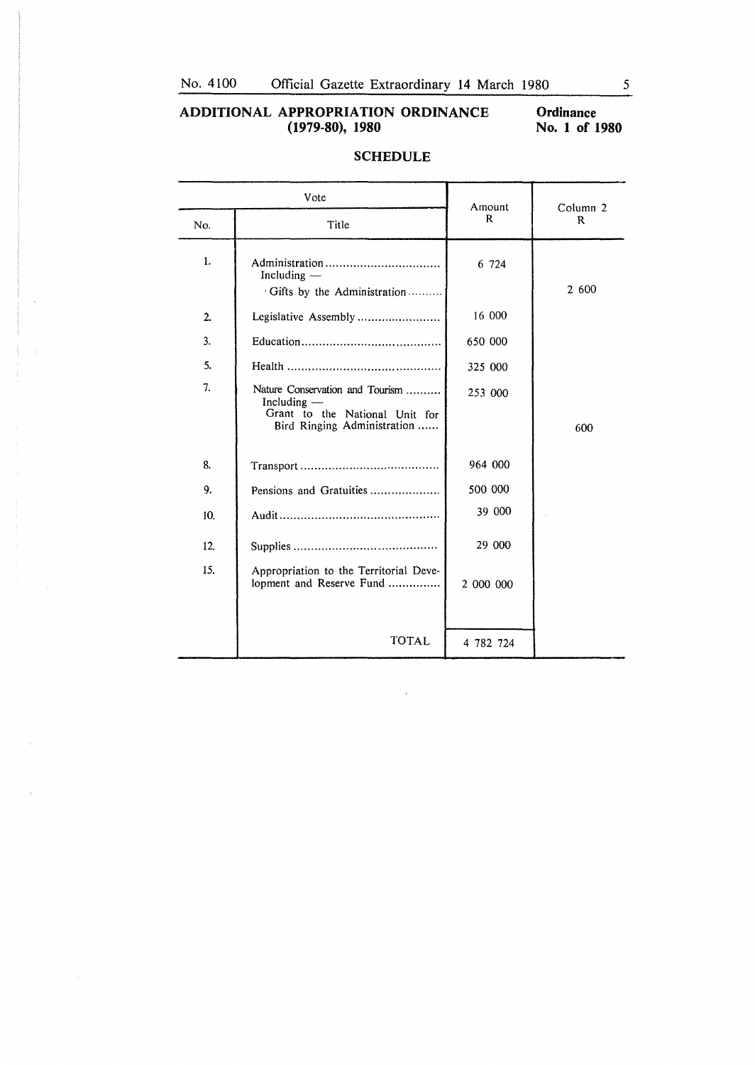## ADDITIONAL APPROPRIATION ORDINANCE (1979-80), 1980

**Ordinance No. 1 of 1980**

### SCHEDULE

| Vote | | Amount | Column 2 |
|---|---|---|---|
| No. | Title | R | R |
| 1. | Administration<br>Including —<br>Gifts by the Administration | 6 724 | 2 600 |
| 2. | Legislative Assembly | 16 000 | |
| 3. | Education | 650 000 | |
| 5. | Health | 325 000 | |
| 7. | Nature Conservation and Tourism<br>Including —<br>Grant to the National Unit for Bird Ringing Administration | 253 000 | 600 |
| 8. | Transport | 964 000 | |
| 9. | Pensions and Gratuities | 500 000 | |
| 10. | Audit | 39 000 | |
| 12. | Supplies | 29 000 | |
| 15. | Appropriation to the Territorial Development and Reserve Fund | 2 000 000 | |
| | TOTAL | 4 782 724 | |